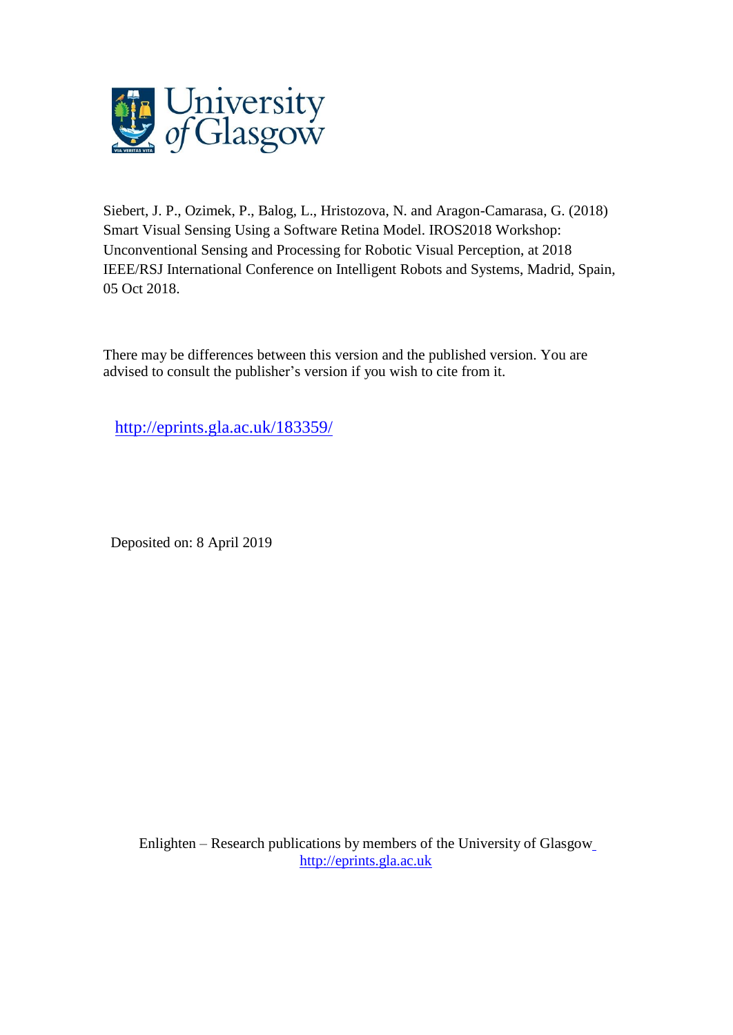University of Glasgow

Siebert, J. P., Ozimek, P., Balog, L., Hristozova, N. and Aragon-Camarasa, G. (2018) Smart Visual Sensing Using a Software Retina Model. IROS2018 Workshop: Unconventional Sensing and Processing for Robotic Visual Perception, at 2018 IEEE/RSJ International Conference on Intelligent Robots and Systems, Madrid, Spain, 05 Oct 2018.

There may be differences between this version and the published version. You are advised to consult the publisher's version if you wish to cite from it.

http://eprints.gla.ac.uk/183359/

Deposited on: 8 April 2019

Enlighten – Research publications by members of the University of Glasgow
http://eprints.gla.ac.uk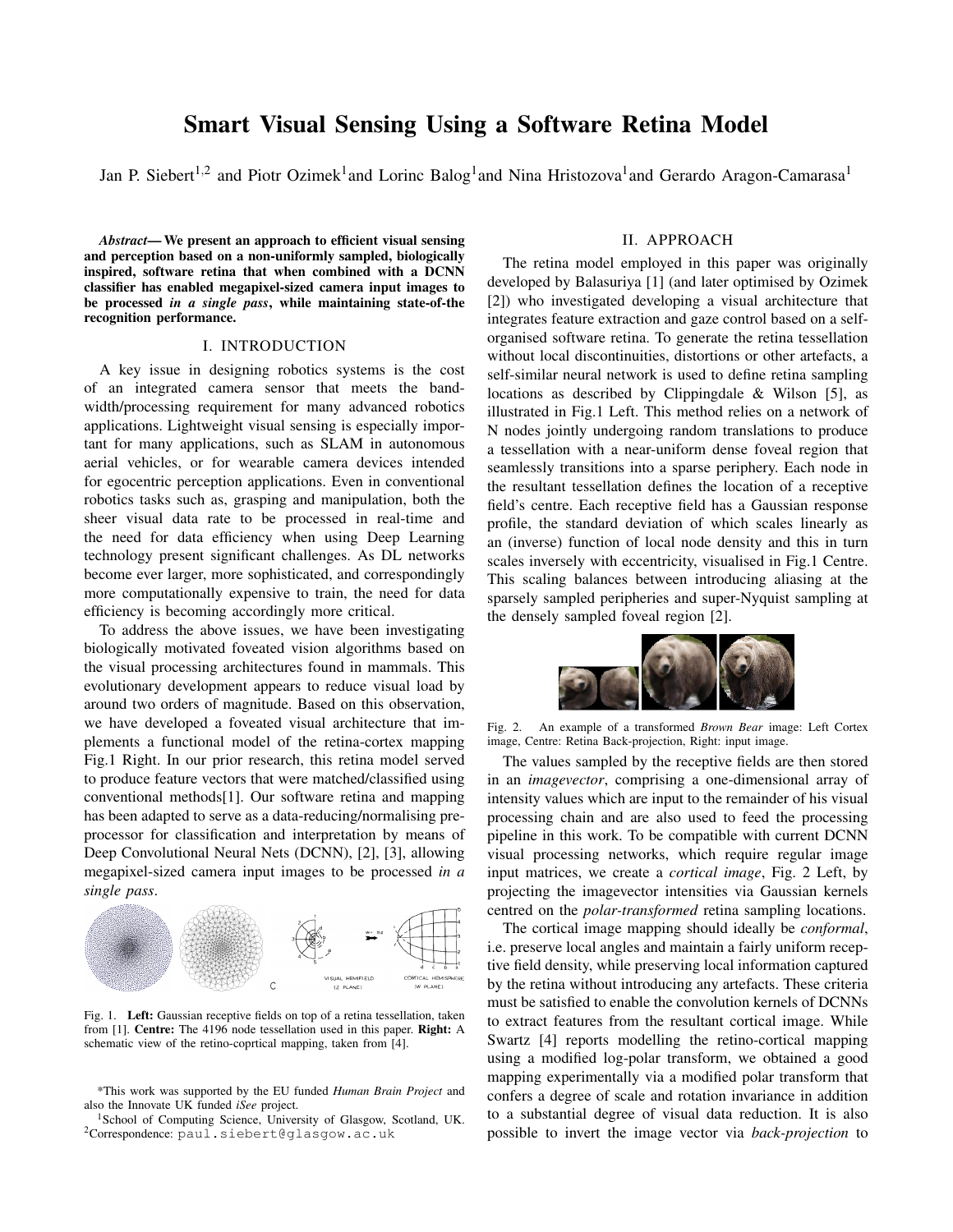# Smart Visual Sensing Using a Software Retina Model

Jan P. Siebert[1,2] and Piotr Ozimek[1] and Lorinc Balog[1] and Nina Hristozova[1] and Gerardo Aragon-Camarasa[1]

***Abstract*— We present an approach to efficient visual sensing and perception based on a non-uniformly sampled, biologically inspired, software retina that when combined with a DCNN classifier has enabled megapixel-sized camera input images to be processed *in a single pass*, while maintaining state-of-the recognition performance.**

## I. INTRODUCTION

A key issue in designing robotics systems is the cost of an integrated camera sensor that meets the bandwidth/processing requirement for many advanced robotics applications. Lightweight visual sensing is especially important for many applications, such as SLAM in autonomous aerial vehicles, or for wearable camera devices intended for egocentric perception applications. Even in conventional robotics tasks such as, grasping and manipulation, both the sheer visual data rate to be processed in real-time and the need for data efficiency when using Deep Learning technology present significant challenges. As DL networks become ever larger, more sophisticated, and correspondingly more computationally expensive to train, the need for data efficiency is becoming accordingly more critical.

To address the above issues, we have been investigating biologically motivated foveated vision algorithms based on the visual processing architectures found in mammals. This evolutionary development appears to reduce visual load by around two orders of magnitude. Based on this observation, we have developed a foveated visual architecture that implements a functional model of the retina-cortex mapping Fig.1 Right. In our prior research, this retina model served to produce feature vectors that were matched/classified using conventional methods[1]. Our software retina and mapping has been adapted to serve as a data-reducing/normalising pre-processor for classification and interpretation by means of Deep Convolutional Neural Nets (DCNN), [2], [3], allowing megapixel-sized camera input images to be processed *in a single pass*.

Fig. 1. **Left:** Gaussian receptive fields on top of a retina tessellation, taken from [1]. **Centre:** The 4196 node tessellation used in this paper. **Right:** A schematic view of the retino-coprtical mapping, taken from [4].

*This work was supported by the EU funded *Human Brain Project* and also the Innovate UK funded *iSee* project.

[1]School of Computing Science, University of Glasgow, Scotland, UK.
[2]Correspondence: paul.siebert@glasgow.ac.uk

## II. APPROACH

The retina model employed in this paper was originally developed by Balasuriya [1] (and later optimised by Ozimek [2]) who investigated developing a visual architecture that integrates feature extraction and gaze control based on a self-organised software retina. To generate the retina tessellation without local discontinuities, distortions or other artefacts, a self-similar neural network is used to define retina sampling locations as described by Clippingdale & Wilson [5], as illustrated in Fig.1 Left. This method relies on a network of N nodes jointly undergoing random translations to produce a tessellation with a near-uniform dense foveal region that seamlessly transitions into a sparse periphery. Each node in the resultant tessellation defines the location of a receptive field's centre. Each receptive field has a Gaussian response profile, the standard deviation of which scales linearly as an (inverse) function of local node density and this in turn scales inversely with eccentricity, visualised in Fig.1 Centre. This scaling balances between introducing aliasing at the sparsely sampled peripheries and super-Nyquist sampling at the densely sampled foveal region [2].

Fig. 2. An example of a transformed *Brown Bear* image: Left Cortex image, Centre: Retina Back-projection, Right: input image.

The values sampled by the receptive fields are then stored in an *imagevector*, comprising a one-dimensional array of intensity values which are input to the remainder of his visual processing chain and are also used to feed the processing pipeline in this work. To be compatible with current DCNN visual processing networks, which require regular image input matrices, we create a *cortical image*, Fig. 2 Left, by projecting the imagevector intensities via Gaussian kernels centred on the *polar-transformed* retina sampling locations.

The cortical image mapping should ideally be *conformal*, i.e. preserve local angles and maintain a fairly uniform receptive field density, while preserving local information captured by the retina without introducing any artefacts. These criteria must be satisfied to enable the convolution kernels of DCNNs to extract features from the resultant cortical image. While Swartz [4] reports modelling the retino-cortical mapping using a modified log-polar transform, we obtained a good mapping experimentally via a modified polar transform that confers a degree of scale and rotation invariance in addition to a substantial degree of visual data reduction. It is also possible to invert the image vector via *back-projection* to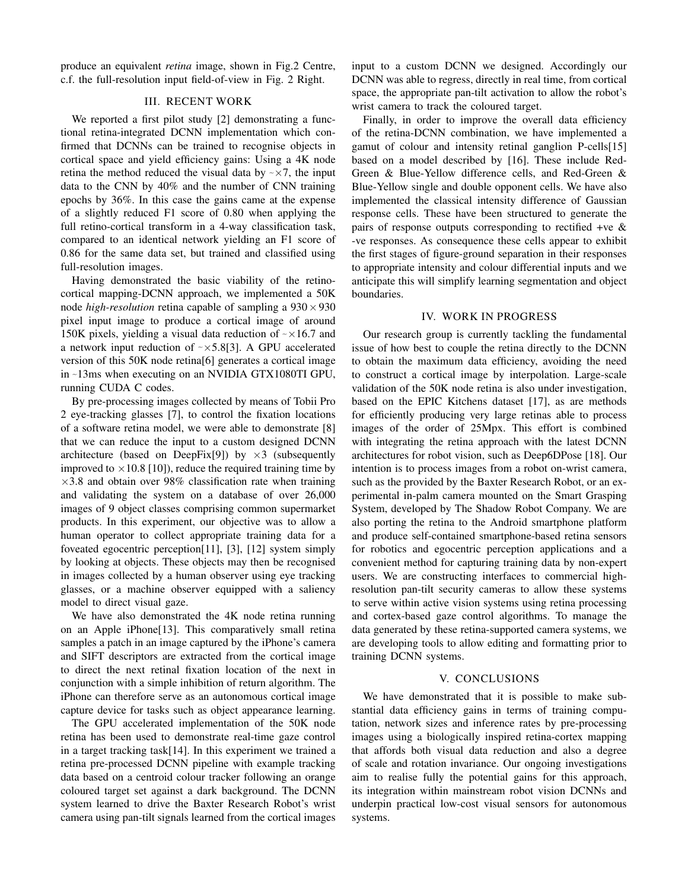produce an equivalent *retina* image, shown in Fig.2 Centre, c.f. the full-resolution input field-of-view in Fig. 2 Right.

## III. RECENT WORK

We reported a first pilot study [2] demonstrating a functional retina-integrated DCNN implementation which confirmed that DCNNs can be trained to recognise objects in cortical space and yield efficiency gains: Using a 4K node retina the method reduced the visual data by ~$\times$7, the input data to the CNN by 40% and the number of CNN training epochs by 36%. In this case the gains came at the expense of a slightly reduced F1 score of 0.80 when applying the full retino-cortical transform in a 4-way classification task, compared to an identical network yielding an F1 score of 0.86 for the same data set, but trained and classified using full-resolution images.

Having demonstrated the basic viability of the retino-cortical mapping-DCNN approach, we implemented a 50K node *high-resolution* retina capable of sampling a $930 \times 930$ pixel input image to produce a cortical image of around 150K pixels, yielding a visual data reduction of ~$\times$16.7 and a network input reduction of ~$\times$5.8[3]. A GPU accelerated version of this 50K node retina[6] generates a cortical image in ~13ms when executing on an NVIDIA GTX1080TI GPU, running CUDA C codes.

By pre-processing images collected by means of Tobii Pro 2 eye-tracking glasses [7], to control the fixation locations of a software retina model, we were able to demonstrate [8] that we can reduce the input to a custom designed DCNN architecture (based on DeepFix[9]) by $\times 3$ (subsequently improved to $\times 10.8$ [10]), reduce the required training time by $\times 3.8$ and obtain over 98% classification rate when training and validating the system on a database of over 26,000 images of 9 object classes comprising common supermarket products. In this experiment, our objective was to allow a human operator to collect appropriate training data for a foveated egocentric perception[11], [3], [12] system simply by looking at objects. These objects may then be recognised in images collected by a human observer using eye tracking glasses, or a machine observer equipped with a saliency model to direct visual gaze.

We have also demonstrated the 4K node retina running on an Apple iPhone[13]. This comparatively small retina samples a patch in an image captured by the iPhone's camera and SIFT descriptors are extracted from the cortical image to direct the next retinal fixation location of the next in conjunction with a simple inhibition of return algorithm. The iPhone can therefore serve as an autonomous cortical image capture device for tasks such as object appearance learning.

The GPU accelerated implementation of the 50K node retina has been used to demonstrate real-time gaze control in a target tracking task[14]. In this experiment we trained a retina pre-processed DCNN pipeline with example tracking data based on a centroid colour tracker following an orange coloured target set against a dark background. The DCNN system learned to drive the Baxter Research Robot's wrist camera using pan-tilt signals learned from the cortical images input to a custom DCNN we designed. Accordingly our DCNN was able to regress, directly in real time, from cortical space, the appropriate pan-tilt activation to allow the robot's wrist camera to track the coloured target.

Finally, in order to improve the overall data efficiency of the retina-DCNN combination, we have implemented a gamut of colour and intensity retinal ganglion P-cells[15] based on a model described by [16]. These include Red-Green & Blue-Yellow difference cells, and Red-Green & Blue-Yellow single and double opponent cells. We have also implemented the classical intensity difference of Gaussian response cells. These have been structured to generate the pairs of response outputs corresponding to rectified +ve & -ve responses. As consequence these cells appear to exhibit the first stages of figure-ground separation in their responses to appropriate intensity and colour differential inputs and we anticipate this will simplify learning segmentation and object boundaries.

## IV. WORK IN PROGRESS

Our research group is currently tackling the fundamental issue of how best to couple the retina directly to the DCNN to obtain the maximum data efficiency, avoiding the need to construct a cortical image by interpolation. Large-scale validation of the 50K node retina is also under investigation, based on the EPIC Kitchens dataset [17], as are methods for efficiently producing very large retinas able to process images of the order of 25Mpx. This effort is combined with integrating the retina approach with the latest DCNN architectures for robot vision, such as Deep6DPose [18]. Our intention is to process images from a robot on-wrist camera, such as the provided by the Baxter Research Robot, or an experimental in-palm camera mounted on the Smart Grasping System, developed by The Shadow Robot Company. We are also porting the retina to the Android smartphone platform and produce self-contained smartphone-based retina sensors for robotics and egocentric perception applications and a convenient method for capturing training data by non-expert users. We are constructing interfaces to commercial high-resolution pan-tilt security cameras to allow these systems to serve within active vision systems using retina processing and cortex-based gaze control algorithms. To manage the data generated by these retina-supported camera systems, we are developing tools to allow editing and formatting prior to training DCNN systems.

## V. CONCLUSIONS

We have demonstrated that it is possible to make substantial data efficiency gains in terms of training computation, network sizes and inference rates by pre-processing images using a biologically inspired retina-cortex mapping that affords both visual data reduction and also a degree of scale and rotation invariance. Our ongoing investigations aim to realise fully the potential gains for this approach, its integration within mainstream robot vision DCNNs and underpin practical low-cost visual sensors for autonomous systems.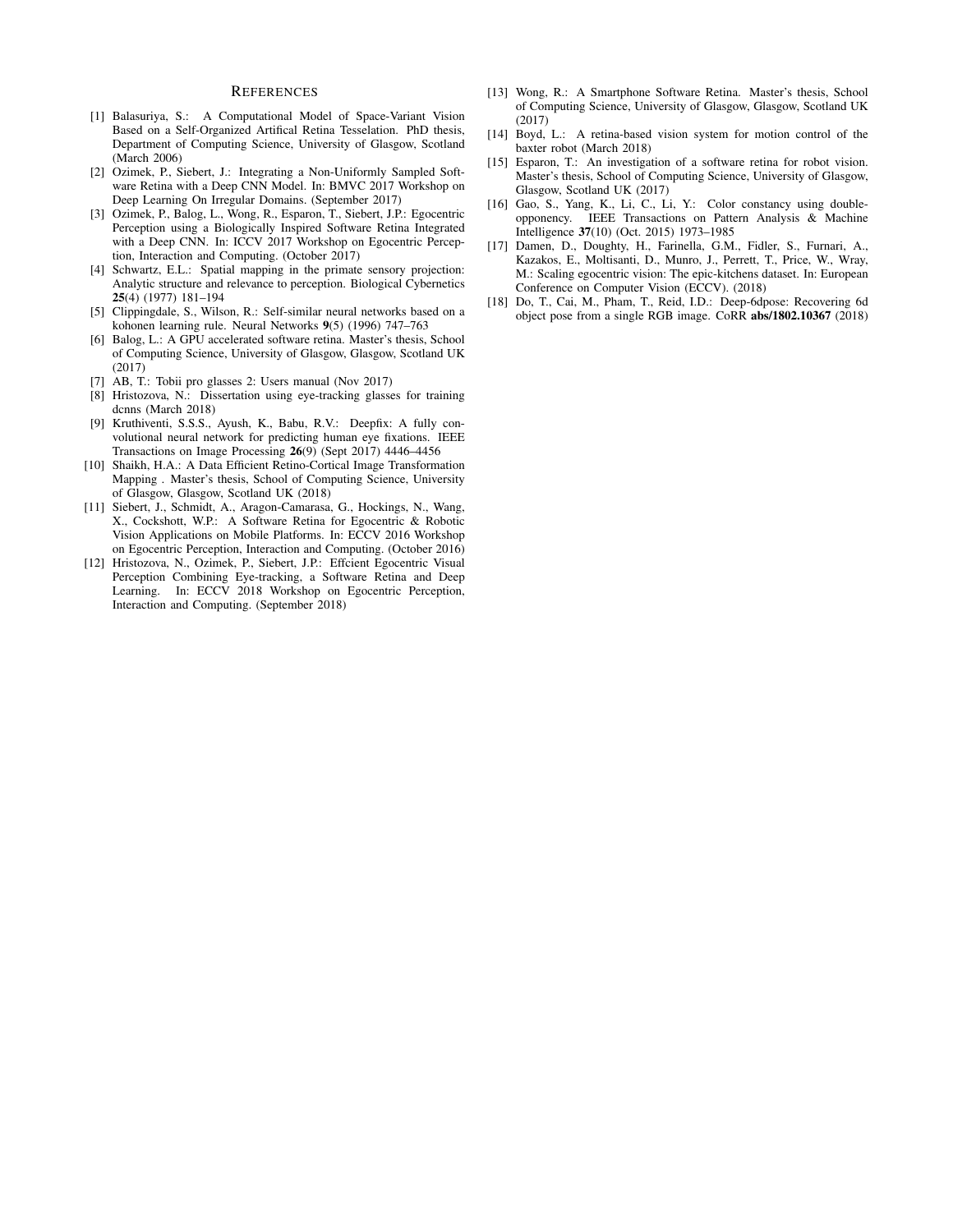# References

[1] Balasuriya, S.: A Computational Model of Space-Variant Vision Based on a Self-Organized Artifical Retina Tesselation. PhD thesis, Department of Computing Science, University of Glasgow, Scotland (March 2006)

[2] Ozimek, P., Siebert, J.: Integrating a Non-Uniformly Sampled Software Retina with a Deep CNN Model. In: BMVC 2017 Workshop on Deep Learning On Irregular Domains. (September 2017)

[3] Ozimek, P., Balog, L., Wong, R., Esparon, T., Siebert, J.P.: Egocentric Perception using a Biologically Inspired Software Retina Integrated with a Deep CNN. In: ICCV 2017 Workshop on Egocentric Perception, Interaction and Computing. (October 2017)

[4] Schwartz, E.L.: Spatial mapping in the primate sensory projection: Analytic structure and relevance to perception. Biological Cybernetics **25**(4) (1977) 181–194

[5] Clippingdale, S., Wilson, R.: Self-similar neural networks based on a kohonen learning rule. Neural Networks **9**(5) (1996) 747–763

[6] Balog, L.: A GPU accelerated software retina. Master's thesis, School of Computing Science, University of Glasgow, Glasgow, Scotland UK (2017)

[7] AB, T.: Tobii pro glasses 2: Users manual (Nov 2017)

[8] Hristozova, N.: Dissertation using eye-tracking glasses for training dcnns (March 2018)

[9] Kruthiventi, S.S.S., Ayush, K., Babu, R.V.: Deepfix: A fully convolutional neural network for predicting human eye fixations. IEEE Transactions on Image Processing **26**(9) (Sept 2017) 4446–4456

[10] Shaikh, H.A.: A Data Efficient Retino-Cortical Image Transformation Mapping . Master's thesis, School of Computing Science, University of Glasgow, Glasgow, Scotland UK (2018)

[11] Siebert, J., Schmidt, A., Aragon-Camarasa, G., Hockings, N., Wang, X., Cockshott, W.P.: A Software Retina for Egocentric & Robotic Vision Applications on Mobile Platforms. In: ECCV 2016 Workshop on Egocentric Perception, Interaction and Computing. (October 2016)

[12] Hristozova, N., Ozimek, P., Siebert, J.P.: Effcient Egocentric Visual Perception Combining Eye-tracking, a Software Retina and Deep Learning. In: ECCV 2018 Workshop on Egocentric Perception, Interaction and Computing. (September 2018)

[13] Wong, R.: A Smartphone Software Retina. Master's thesis, School of Computing Science, University of Glasgow, Glasgow, Scotland UK (2017)

[14] Boyd, L.: A retina-based vision system for motion control of the baxter robot (March 2018)

[15] Esparon, T.: An investigation of a software retina for robot vision. Master's thesis, School of Computing Science, University of Glasgow, Glasgow, Scotland UK (2017)

[16] Gao, S., Yang, K., Li, C., Li, Y.: Color constancy using double-opponency. IEEE Transactions on Pattern Analysis & Machine Intelligence **37**(10) (Oct. 2015) 1973–1985

[17] Damen, D., Doughty, H., Farinella, G.M., Fidler, S., Furnari, A., Kazakos, E., Moltisanti, D., Munro, J., Perrett, T., Price, W., Wray, M.: Scaling egocentric vision: The epic-kitchens dataset. In: European Conference on Computer Vision (ECCV). (2018)

[18] Do, T., Cai, M., Pham, T., Reid, I.D.: Deep-6dpose: Recovering 6d object pose from a single RGB image. CoRR **abs/1802.10367** (2018)